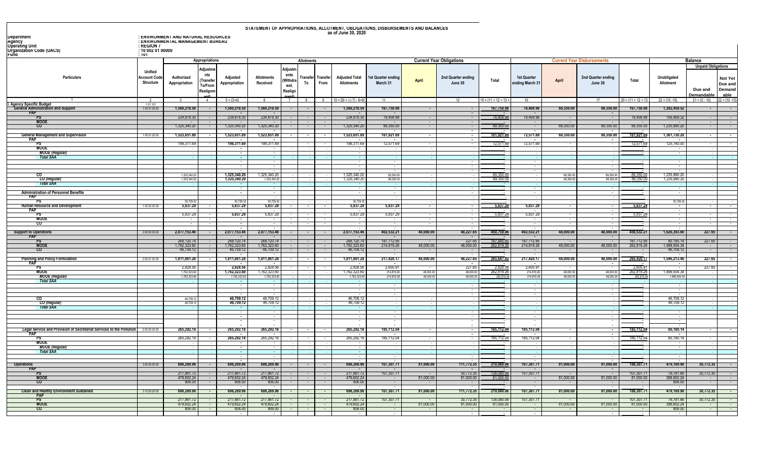# STATEMENT OF APPROPRIATIONS, ALLOTMENT, OBLIGATIONS, DISBURSEMENTS AND BALANCES
as of June 30, 2020

Department : ENVIRONMENT AND NATURAL RESOURCES
Agency : ENVIRONMENTAL MANAGEMENT BUREAU
Operating Unit : REGION 7
Organization Code (UACS) : 10 002 01 00000
Fund : 101

| Particulars | Unified Account Code Structure | Appropriations: Authorized Appropriation | Appropriations: Adjustments (Transfer To/From Realignment) | Appropriations: Adjusted Appropriation | Allotments: Allotments Received | Allotments: Adjustments (Withdrawal, Realignment) | Allotments: Transfer To | Allotments: Transfer From | Allotments: Adjusted Total Allotments | Current Year Obligations: 1st Quarter ending March 31 | Current Year Obligations: April | Current Year Obligations: 2nd Quarter ending June 30 | Current Year Obligations: Total | Current Year Disbursements: 1st Quarter ending March 31 | Current Year Disbursements: April | Current Year Disbursements: 2nd Quarter ending June 30 | Current Year Disbursements: Total | Balance: Unobligated Allotment | Balance: Unpaid Obligations: Due and Demandable | Balance: Unpaid Obligations: Not Yet Due and Demandable |
|---|---|---|---|---|---|---|---|---|---|---|---|---|---|---|---|---|---|---|---|---|
| 1 | 2 | 3 | 4 | 5 = (3+4) | 6 | 7 | 8 | 9 | 10 = [{6 + (-) 7} - 8+9] | 11 | | 12 | 15 = (11 + 12 + 13 + | 16 | | 17 | 20 = (11 + 12 + 13 + | 22 = (10 -15) | 21 = (5 - 10) | 22 = (10 -15) |
| I. Agency Specific Budget | 1 01 101 | | | | | | | | | | | | | | | | | | | |
| General Administration and Support | 1 00 01 00 00 | 1,560,218.50 | - | 1,560,218.50 | 1,560,218.50 | - | - | - | 1,560,218.50 | 167,758.98 | - | - | 167,758.98 | 78,408.98 | 68,350.00 | 89,350.00 | 167,758.98 | 1,392,459.52 | - | - |
| PAP | | | | | | | | | | | | | | | | | | | | |
| PS | | 234,878.30 | - | 234,878.30 | 234,878.30 | - | - | - | 234,878.30 | 78,408.98 | - | - | 78,408.98 | 78,408.98 | - | - | 78,408.98 | 156,469.32 | - | - |
| MOOE | | | - | | | - | - | - | | | - | - | | | | | | | - | - |
| CO | | 1,325,340.20 | - | 1,325,340.20 | 1,325,340.20 | - | - | - | 1,325,340.20 | 89,350.00 | - | - | 89,350.00 | - | 68,350.00 | 89,350.00 | 89,350.00 | 1,235,990.20 | - | - |
| General Management and Supervision | 1 00 01 00 00 | 1,523,651.89 | - | 1,523,651.89 | 1,523,651.89 | - | - | - | 1,523,651.89 | 161,921.69 | - | - | 161,921.69 | 72,571.69 | 68,350.00 | 89,350.00 | 161,921.69 | 1,361,730.20 | - | - |
| PAP | | | | | | | | | | | | | | | | | | | | |
| PS | | 198,311.69 | - | 198,311.69 | 198,311.69 | | - | - | 198,311.69 | 72,571.69 | - | - | 72,571.69 | 72,571.69 | - | - | 72,571.69 | 125,740.00 | - | - |
| MOOE | | - | - | - | - | - | - | - | - | - | - | - | - | - | - | - | - | - | - | - |
| MOOE (Regular) | | - | - | - | - | - | - | - | - | - | - | - | - | - | - | - | - | - | - | - |
| Total SAA | | - | - | - | - | - | - | - | - | - | - | - | - | - | - | - | - | - | - | - |
| CO | | 1,325,340.20 | - | 1,325,340.20 | 1,325,340.20 | - | - | - | 1,325,340.20 | 89,350.00 | - | - | 89,350.00 | - | 68,350.00 | 89,350.00 | 89,350.00 | 1,235,990.20 | - | - |
| CO (Regular) | | 1,325,340.20 | - | 1,325,340.20 | 1,325,340.20 | - | - | - | 1,325,340.20 | 89,350.00 | - | - | 89,350.00 | - | 68,350.00 | 89,350.00 | 89,350.00 | 1,235,990.20 | - | - |
| Total SAA | | - | - | - | - | - | - | - | - | - | - | - | - | - | - | - | - | - | - | - |
| Administration of Personnel Benefits | | | | - | - | | | | - | - | | - | - | | | - | - | - | | |
| PAP | | | | | | | | | | | | | | | | | | | | |
| PS | | 30,729.32 | - | | 30,729.32 | - | - | - | 30,729.32 | | | | | | | | | 30,729.32 | | |
| Human Resource and Development | 1 00 02 00 00 | 5,837.29 | - | 5,837.29 | 5,837.29 | - | - | - | 5,837.29 | 5,837.29 | - | - | 5,837.29 | 5,837.29 | - | - | 5,837.29 | - | - | - |
| PAP | | | | | | | | | | | | | | | | | | | | |
| PS | | 5,837.29 | - | 5,837.29 | 5,837.29 | - | - | - | 5,837.29 | 5,837.29 | - | - | 5,837.29 | 5,837.29 | - | - | 5,837.29 | - | - | - |
| MOOE | | - | - | - | - | - | - | - | - | - | - | - | - | - | - | - | - | - | - | - |
| CO | | - | - | - | - | - | - | - | - | - | - | - | - | - | - | - | - | - | - | - |
| Support to Operations | 2 00 00 00 00 | 2,077,153.46 | - | 2,077,153.46 | 2,077,153.46 | - | - | - | 2,077,153.46 | 402,532.21 | 48,000.00 | 48,227.65 | 450,759.86 | 402,532.21 | 48,000.00 | 48,000.00 | 450,532.21 | 1,626,393.60 | 227.65 | - |
| PAP | | | | | | | | | | | | | | | | | | | | |
| PS | | 268,120.74 | - | 268,120.74 | 268,120.74 | - | - | - | 268,120.74 | 187,712.95 | - | 227.65 | 187,940.60 | 187,712.95 | - | - | 187,712.95 | 80,180.14 | 227.65 | - |
| MOOE | | 1,762,323.60 | - | 1,762,323.60 | 1,762,323.60 | - | - | - | 1,762,323.60 | 214,819.26 | 48,000.00 | 48,000.00 | 262,819.26 | 214,819.26 | 48,000.00 | 48,000.00 | 262,819.26 | 1,499,504.34 | - | - |
| CO | | 46,709.12 | - | 46,709.12 | 46,709.12 | - | - | - | 46,709.12 | - | - | - | - | - | - | - | - | 46,709.12 | - | - |
| Planning and Policy Formulation | 2 00 01 00 00 | 1,811,861.28 | - | 1,811,861.28 | 1,811,861.28 | - | - | - | 1,811,861.28 | 217,420.17 | 48,000.00 | 48,227.65 | 265,647.82 | 217,420.17 | 48,000.00 | 48,000.00 | 265,420.17 | 1,546,213.46 | 227.65 | - |
| PAP | | | | | | | | | | | | | | | | | | | | |
| PS | | 2,828.56 | - | 2,828.56 | 2,828.56 | - | - | - | 2,828.56 | 2,600.91 | - | 227.65 | 2,828.56 | 2,600.91 | - | - | 2,600.91 | - | 227.65 | - |
| MOOE | | 1,762,323.60 | - | 1,762,323.60 | 1,762,323.60 | - | - | - | 1,762,323.60 | 214,819.26 | 48,000.00 | 48,000.00 | 262,819.26 | 214,819.26 | 48,000.00 | 48,000.00 | 262,819.26 | 1,499,504.34 | - | - |
| MOOE (Regular) | | 1,762,323.60 | - | 1,762,323.60 | 1,762,323.60 | - | - | - | 1,762,323.60 | 214,819.26 | 48,000.00 | 48,000.00 | 262,819.26 | 214,819.26 | 48,000.00 | 48,000.00 | 262,819.26 | 1,499,504.34 | - | - |
| Total SAA | | - | - | - | - | - | - | - | - | - | - | - | - | - | - | - | - | - | - | - |
| CO | | 46,709.12 | - | 46,709.12 | 46,709.12 | - | - | - | 46,709.12 | - | - | - | - | - | - | - | - | 46,709.12 | - | - |
| CO (Regular) | | 46,709.12 | - | 46,709.12 | 46,709.12 | - | - | - | 46,709.12 | - | - | - | - | - | - | - | - | 46,709.12 | - | - |
| Total SAA | | - | - | - | - | - | - | - | - | - | - | - | - | - | - | - | - | - | - | - |
| Legal Service and Provision of Secretariat Services to the Pollution | 2 00 02 00 00 | 265,292.18 | - | 265,292.18 | 265,292.18 | - | - | - | 265,292.18 | 185,112.04 | - | - | 185,112.04 | 185,112.04 | - | - | 185,112.04 | 80,180.14 | - | - |
| PAP | | | | | | | | | | | | | | | | | | | | |
| PS | | 265,292.18 | - | 265,292.18 | 265,292.18 | - | - | - | 265,292.18 | 185,112.04 | - | - | 185,112.04 | 185,112.04 | - | - | 185,112.04 | 80,180.14 | - | - |
| MOOE | | - | - | - | - | - | - | - | - | - | - | - | - | - | - | - | - | - | - | - |
| MOOE (Regular) | | - | - | - | - | - | - | - | - | - | - | - | - | - | - | - | - | - | - | - |
| Total SAA | | - | - | - | - | - | - | - | - | - | - | - | - | - | - | - | - | - | - | - |
| Operations | 3 00 00 00 00 | 698,269.96 | - | 698,269.96 | 698,269.96 | - | - | - | 698,269.96 | 107,307.71 | 81,000.00 | 111,772.35 | 219,080.06 | 107,307.71 | 81,000.00 | 81,000.00 | 188,307.71 | 479,189.90 | 30,772.35 | - |
| PAP | | | | | | | | | | | | | | | | | | | | |
| PS | | 217,861.72 | - | 217,861.72 | 217,861.72 | - | - | - | 217,861.72 | 107,307.71 | - | 30,772.35 | 138,080.06 | 107,307.71 | - | - | 107,307.71 | 79,781.66 | 30,772.35 | - |
| MOOE | | 479,602.24 | - | 479,602.24 | 479,602.24 | - | - | - | 479,602.24 | - | 81,000.00 | 81,000.00 | 81,000.00 | - | 81,000.00 | 81,000.00 | 81,000.00 | 398,602.24 | - | - |
| CO | | 806.00 | - | 806.00 | 806.00 | - | - | - | 806.00 | - | - | - | - | - | - | - | - | 806.00 | - | - |
| Clean and Healthy Environment Sustained | 3 10 00 00 00 | 698,269.96 | - | 698,269.96 | 698,269.96 | - | - | - | 698,269.96 | 107,307.71 | 81,000.00 | 111,772.35 | 219,080.06 | 107,307.71 | 81,000.00 | 81,000.00 | 188,307.71 | 479,189.90 | 30,772.35 | - |
| PAP | | | | | | | | | | | | | | | | | | | | |
| PS | | 217,861.72 | - | 217,861.72 | 217,861.72 | - | - | - | 217,861.72 | 107,307.71 | - | 30,772.35 | 138,080.06 | 107,307.71 | - | - | 107,307.71 | 79,781.66 | 30,772.35 | - |
| MOOE | | 479,602.24 | - | 479,602.24 | 479,602.24 | - | - | - | 479,602.24 | - | 81,000.00 | 81,000.00 | 81,000.00 | - | 81,000.00 | 81,000.00 | 81,000.00 | 398,602.24 | - | - |
| CO | | 806.00 | - | 806.00 | 806.00 | - | - | - | 806.00 | - | - | - | - | - | - | - | - | 806.00 | - | - |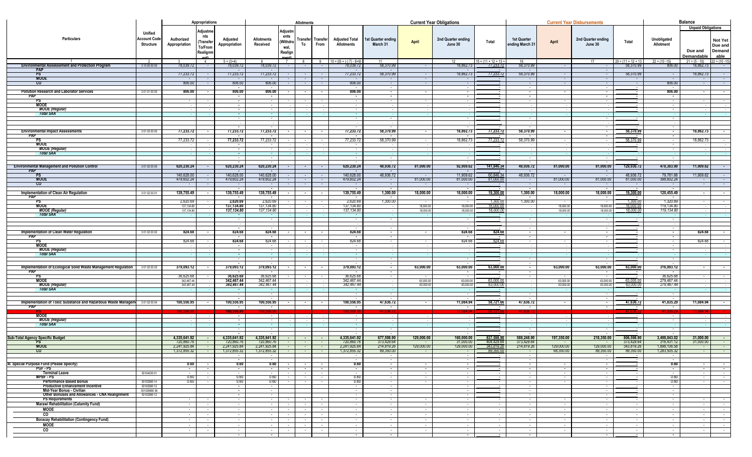| Particulars | Unified Account Code Structure | Appropriations | | | Allotments | | | | | Current Year Obligations | | | | Current Year Disbursements | | | | Balance | | |
|---|---|---|---|---|---|---|---|---|---|---|---|---|---|---|---|---|---|---|---|---|
| | | Authorized Appropriation | Adjustments (Transfer To/From Realignment) | Adjusted Appropriation | Allotments Received | Adjustments (Withdrawal, Realignment) | Transfer To | Transfer From | Adjusted Total Allotments | 1st Quarter ending March 31 | April | 2nd Quarter ending June 30 | Total | 1st Quarter ending March 31 | April | 2nd Quarter ending June 30 | Total | Unobligated Allotment | Unpaid Obligations | |
| | | | | | | | | | | | | | | | | | | | Due and Demandable | Not Yet Due and Demandable |
| 1 | 2 | 3 | 4 | 5 = (3+4) | 6 | 7 | 8 | 9 | 10 = [{6 + (-) 7} - 8+9] | 11 | | 12 | 15 = (11 + 12 + 13 + | 16 | | 17 | 20 = (11 + 12 + 13 | 22 = (10 - 15) | 21 = (5 - 10) | 22 = (10 - 15) |
| **Environmental Assessement and Protection Program** | 3 10 00 00 00 | 78,039.72 | - | 78,039.72 | 78,039.72 | - | - | - | 78,039.72 | 58,370.99 | - | 18,862.73 | 77,233.72 | 58,370.99 | - | - | 58,370.99 | 806.00 | 18,862.73 | - |
| PAP | | | | | | | | | | | | | | | | | | | | |
| PS | | 77,233.72 | - | 77,233.72 | 77,233.72 | - | - | - | 77,233.72 | 58,370.99 | - | 18,862.73 | 77,233.72 | 58,370.99 | - | - | 58,370.99 | - | 18,862.73 | - |
| MOOE | | | - | | - | - | - | - | - | | - | - | - | | - | - | - | - | - | - |
| CO | | 806.00 | - | 806.00 | 806.00 | - | - | - | 806.00 | | - | - | - | | - | - | - | 806.00 | - | - |
| **Pollution Research and Laborator Services** | 3 01 01 00 00 | 806.00 | - | 806.00 | 806.00 | - | - | - | 806.00 | - | - | - | - | - | - | - | - | 806.00 | - | - |
| PAP | | | | | | | | | | | | | | | | | | | | |
| PS | | - | - | - | - | - | - | - | - | - | - | - | - | - | - | - | - | - | - | - |
| MOOE | | - | - | - | - | - | - | - | - | - | - | - | - | - | - | - | - | - | - | - |
| *MOOE (Regular)* | | - | - | - | - | - | - | - | - | - | - | - | - | - | - | - | - | - | - | - |
| *Total SAA* | | - | - | - | - | - | - | - | - | - | - | - | - | - | - | - | - | - | - | - |
| **Environmental Impact Assessments** | 3 01 03 00 00 | 77,233.72 | - | 77,233.72 | 77,233.72 | - | - | - | 77,233.72 | 58,370.99 | - | 18,862.73 | 77,233.72 | 58,370.99 | - | - | 58,370.99 | - | 18,862.73 | - |
| PAP | | | | | | | | | | | | | | | | | | | | |
| PS | | 77,233.72 | - | 77,233.72 | 77,233.72 | - | - | - | 77,233.72 | 58,370.99 | - | 18,862.73 | 77,233.72 | 58,370.99 | - | - | 58,370.99 | - | 18,862.73 | - |
| MOOE | | - | - | - | - | - | - | - | - | - | - | - | - | - | - | - | - | - | - | - |
| *MOOE (Regular)* | | - | - | - | - | - | - | - | - | - | - | - | - | - | - | - | - | - | - | - |
| *Total SAA* | | - | - | - | - | - | - | - | - | - | - | - | - | - | - | - | - | - | - | - |
| **Environmental Management and Pollution Control** | 3 01 02 00 00 | 620,230.24 | - | 620,230.24 | 620,230.24 | - | - | - | 620,230.24 | 48,936.72 | 81,000.00 | 92,909.62 | 141,846.34 | 48,936.72 | 81,000.00 | 81,000.00 | 129,936.72 | 478,383.90 | 11,909.62 | - |
| PAP | | | | | | | | | | | | | | | | | | | | |
| PS | | 140,628.00 | - | 140,628.00 | 140,628.00 | - | - | - | 140,628.00 | 48,936.72 | - | 11,909.62 | 60,846.34 | 48,936.72 | - | - | 48,936.72 | 79,781.66 | 11,909.62 | - |
| MOOE | | 479,602.24 | - | 479,602.24 | 479,602.24 | - | - | - | 479,602.24 | - | 81,000.00 | 81,000.00 | 81,000.00 | - | 81,000.00 | 81,000.00 | 81,000.00 | 398,602.24 | - | - |
| CO | | - | - | - | - | - | - | - | - | - | - | - | - | - | - | - | - | - | - | - |
| **Implementation of Clean Air Regulation** | 3 01 02 00 01 | 139,755.49 | - | 139,755.49 | 139,755.49 | - | - | - | 139,755.49 | 1,300.00 | 18,000.00 | 18,000.00 | 19,300.00 | 1,300.00 | 18,000.00 | 18,000.00 | 19,300.00 | 120,455.49 | - | - |
| PAP | | | | | | | | | | | | | | | | | | | | |
| PS | | 2,620.69 | - | 2,620.69 | 2,620.69 | - | - | - | 2,620.69 | 1,300.00 | - | - | 1,300.00 | 1,300.00 | - | - | 1,300.00 | 1,320.69 | - | - |
| MOOE | | 137,134.80 | - | 137,134.80 | 137,134.80 | - | - | - | 137,134.80 | - | 18,000.00 | 18,000.00 | 18,000.00 | - | 18,000.00 | 18,000.00 | 18,000.00 | 119,134.80 | - | - |
| *MOOE (Regular)* | | 137,134.80 | - | 137,134.80 | 137,134.80 | - | - | - | 137,134.80 | - | 18,000.00 | 18,000.00 | 18,000.00 | - | 18,000.00 | 18,000.00 | 18,000.00 | 119,134.80 | - | - |
| *Total SAA* | | - | - | - | - | - | - | - | - | - | - | - | - | - | - | - | - | - | - | - |
| **Implementation of Clean Water Regulation** | 3 01 02 00 02 | 824.68 | - | 824.68 | 824.68 | - | - | - | 824.68 | - | - | 824.68 | 824.68 | - | - | - | - | - | 824.68 | - |
| PAP | | | | | | | | | | | | | | | | | | | | |
| PS | | 824.68 | - | 824.68 | 824.68 | - | - | - | 824.68 | - | - | 824.68 | 824.68 | - | - | - | - | - | 824.68 | - |
| MOOE | | - | - | - | - | - | - | - | - | - | - | - | - | - | - | - | - | - | - | - |
| *MOOE (Regular)* | | - | - | - | - | - | - | - | - | - | - | - | - | - | - | - | - | - | - | - |
| *Total SAA* | | - | - | - | - | - | - | - | - | - | - | - | - | - | - | - | - | - | - | - |
| **Implementation of Ecological Solid Waste Management Regulation** | 3 01 02 00 03 | 379,093.12 | - | 379,093.12 | 379,093.12 | - | - | - | 379,093.12 | - | 63,000.00 | 63,000.00 | 63,000.00 | - | 63,000.00 | 63,000.00 | 63,000.00 | 316,093.12 | - | - |
| PAP | | | | | | | | | | | | | | | | | | | | |
| PS | | 36,625.68 | - | 36,625.68 | 36,625.68 | - | - | - | 36,625.68 | - | - | - | - | - | - | - | - | 36,625.68 | - | - |
| MOOE | | 342,467.44 | - | 342,467.44 | 342,467.44 | - | - | - | 342,467.44 | - | 63,000.00 | 63,000.00 | 63,000.00 | - | 63,000.00 | 63,000.00 | 63,000.00 | 279,467.44 | - | - |
| *MOOE (Regular)* | | 342,467.44 | - | 342,467.44 | 342,467.44 | - | - | - | 342,467.44 | - | 63,000.00 | 63,000.00 | 63,000.00 | - | 63,000.00 | 63,000.00 | 63,000.00 | 279,467.44 | - | - |
| *Total SAA* | | - | - | - | - | - | - | - | - | - | - | - | - | - | - | - | - | - | - | - |
| **Implementation of Toxic Substance and Hazardous Waste Management** | 3 01 02 00 04 | 100,556.95 | - | 100,556.95 | 100,556.95 | - | - | - | 100,556.95 | 47,636.72 | - | 11,084.94 | 58,721.66 | 47,636.72 | - | - | 47,636.72 | 41,835.29 | 11,084.94 | - |
| PAP | | | | | | | | | | | | | | | | | | | | |
| PS | | 100,556.95 | - | 100,556.95 | 100,556.95 | - | - | - | 100,556.95 | 47,636.72 | - | 11,084.94 | 58,721.66 | 47,636.72 | - | - | 47,636.72 | 41,835.29 | 11,084.94 | - |
| MOOE | | - | - | - | - | - | - | - | - | - | - | - | - | - | - | - | - | - | - | - |
| *MOOE (Regular)* | | - | - | - | - | - | - | - | - | - | - | - | - | - | - | - | - | - | - | - |
| *Total SAA* | | - | - | - | - | - | - | - | - | - | - | - | - | - | - | - | - | - | - | - |
| **Sub-Total Agency Specific Budget** | | 4,335,641.92 | - | 4,335,641.92 | 4,335,641.92 | - | - | - | 4,335,641.92 | 677,598.90 | 129,000.00 | 160,000.00 | 837,598.90 | 588,248.90 | 197,350.00 | 218,350.00 | 806,598.90 | 3,498,043.02 | 31,000.00 | - |
| PS | | 720,860.76 | - | 720,860.76 | 720,860.76 | - | - | - | 720,860.76 | 373,429.64 | - | 31,000.00 | 404,429.64 | 373,429.64 | - | - | 373,429.64 | 316,431.12 | 31,000.00 | - |
| MOOE | | 2,241,925.84 | - | 2,241,925.84 | 2,241,925.84 | - | - | - | 2,241,925.84 | 214,819.26 | 129,000.00 | 129,000.00 | 343,819.26 | 214,819.26 | 129,000.00 | 129,000.00 | 343,819.26 | 1,898,106.58 | - | - |
| CO | | 1,372,855.32 | - | 1,372,855.32 | 1,372,855.32 | - | - | - | 1,372,855.32 | 89,350.00 | - | - | 89,350.00 | - | 68,350.00 | 89,350.00 | 89,350.00 | 1,283,505.32 | - | - |
| **III. Special Purpose Fund (Please Specify)** | | 0.60 | - | 0.60 | 0.60 | - | - | - | 0.60 | - | - | - | - | - | - | - | - | 0.60 | - | - |
| PGF - PS | | - | - | - | - | - | - | - | - | - | - | - | - | - | - | - | - | - | - | - |
| Terminal Leave | 50104030 01 | - | - | - | - | - | - | - | - | - | - | - | - | - | - | - | - | - | - | - |
| MPBF - PS | | 0.60 | - | 0.60 | 0.60 | - | - | - | 0.60 | - | - | - | - | - | - | - | - | 0.60 | - | - |
| Performance Based Bonus | 50102990 14 | 0.60 | - | 0.60 | 0.60 | - | - | - | 0.60 | - | - | - | - | - | - | - | - | 0.60 | - | - |
| Productive Enhancement Incentive | 50102990 12 | | | - | - | | | | - | - | | - | - | - | | - | - | - | | |
| Mid-Year Bonus - Civilian | 50102990 36 | | | - | - | | | | - | - | | - | - | - | | - | - | - | | |
| Other Bonuses and Allowances - CNA Realignment | 50102990 12 | | | - | - | | | | - | - | | - | - | - | | - | - | - | | |
| PS Requirements | | - | - | - | - | - | - | - | - | - | - | - | - | - | - | - | - | - | - | - |
| **Marawi Rehabilitation (Calamity Fund)** | | - | - | - | - | - | - | - | - | - | - | - | - | - | - | - | - | - | - | - |
| MOOE | | - | - | - | - | - | - | - | - | - | - | - | - | - | - | - | - | - | - | - |
| CO | | - | - | - | - | - | - | - | - | - | - | - | - | - | - | - | - | - | - | - |
| **Boracay Rehabilitation (Contingency Fund)** | | - | - | - | - | - | - | - | - | - | - | - | - | - | - | - | - | - | - | - |
| MOOE | | - | - | - | - | - | - | - | - | - | - | - | - | - | - | - | - | - | - | - |
| CO | | - | - | - | - | - | - | - | - | - | - | - | - | - | - | - | - | - | - | - |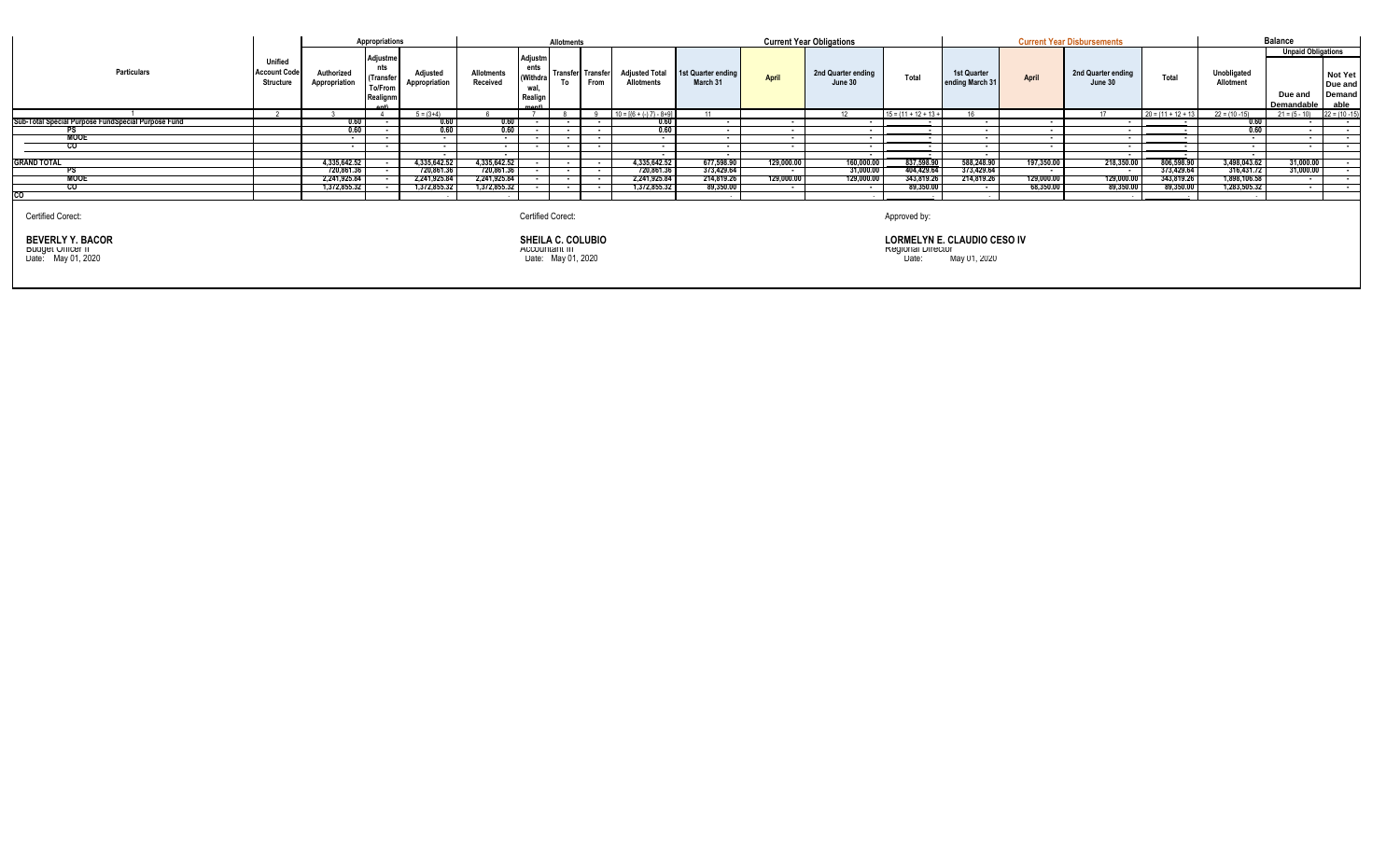| Particulars | Unified Account Code Structure | Appropriations | | | Allotments | | | | | Current Year Obligations | | | | Current Year Disbursements | | | | Balance | | |
|---|---|---|---|---|---|---|---|---|---|---|---|---|---|---|---|---|---|---|---|---|
| | | | | | | | | | | | | | | | | | | | Unpaid Obligations | |
| | | Authorized Appropriation | Adjustments (Transfer To/From Realignment) | Adjusted Appropriation | Allotments Received | Adjustments (Withdrawal, Realignment) | Transfer To | Transfer From | Adjusted Total Allotments | 1st Quarter ending March 31 | April | 2nd Quarter ending June 30 | Total | 1st Quarter ending March 31 | April | 2nd Quarter ending June 30 | Total | Unobligated Allotment | Due and Demandable | Not Yet Due and Demandable |
| 1 | 2 | 3 | 4 | 5 = (3+4) | 6 | 7 | 8 | 9 | 10 = [{6 + (-) 7} - 8+9] | 11 | | 12 | 15 = (11 + 12 + 13 + | 16 | | 17 | 20 = (11 + 12 + 13 | 22 = (10 -15) | 21 = (5 - 10) | 22 = (10 -15) |
| Sub-Total Special Purpose FundSpecial Purpose Fund | | 0.60 | - | 0.60 | 0.60 | - | - | - | 0.60 | - | - | - | - | - | - | - | - | 0.60 | - | - |
| PS | | 0.60 | - | 0.60 | 0.60 | - | - | - | 0.60 | - | - | - | - | - | - | - | - | 0.60 | - | - |
| MOOE | | - | - | - | - | - | - | - | - | - | - | - | - | - | - | - | - | - | - | - |
| CO | | - | - | - | - | - | - | - | - | - | - | - | - | - | - | - | - | - | - | - |
| | | | | - | - | | | | - | - | | - | - | - | | - | - | - | | |
| GRAND TOTAL | | 4,335,642.52 | - | 4,335,642.52 | 4,335,642.52 | - | - | - | 4,335,642.52 | 677,598.90 | 129,000.00 | 160,000.00 | 837,598.90 | 588,248.90 | 197,350.00 | 218,350.00 | 806,598.90 | 3,498,043.62 | 31,000.00 | - |
| PS | | 720,861.36 | - | 720,861.36 | 720,861.36 | - | - | - | 720,861.36 | 373,429.64 | - | 31,000.00 | 404,429.64 | 373,429.64 | - | - | 373,429.64 | 316,431.72 | 31,000.00 | - |
| MOOE | | 2,241,925.84 | - | 2,241,925.84 | 2,241,925.84 | - | - | - | 2,241,925.84 | 214,819.26 | 129,000.00 | 129,000.00 | 343,819.26 | 214,819.26 | 129,000.00 | 129,000.00 | 343,819.26 | 1,898,106.58 | - | - |
| CO | | 1,372,855.32 | - | 1,372,855.32 | 1,372,855.32 | - | - | - | 1,372,855.32 | 89,350.00 | - | - | 89,350.00 | - | 68,350.00 | 89,350.00 | 89,350.00 | 1,283,505.32 | - | - |
| CO | | | | - | - | | | | | - | | - | | - | | - | - | - | | |

Certified Corect:

**BEVERLY Y. BACOR**
Budget Officer II
Date: May 01, 2020

Certified Corect:

**SHEILA C. COLUBIO**
Accountant III
Date: May 01, 2020

Approved by:

**LORMELYN E. CLAUDIO CESO IV**
Regional Director
Date: May 01, 2020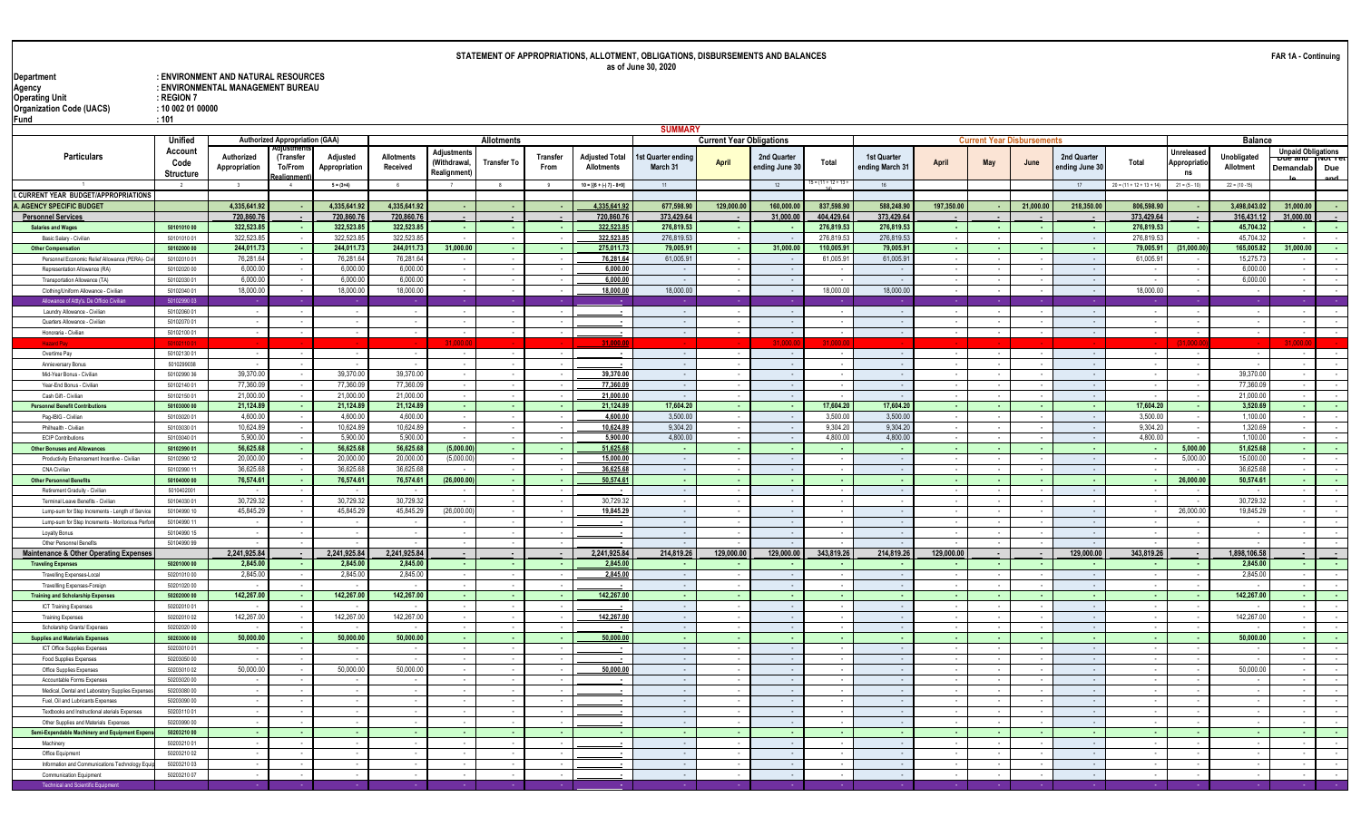# STATEMENT OF APPROPRIATIONS, ALLOTMENT, OBLIGATIONS, DISBURSEMENTS AND BALANCES

as of June 30, 2020

FAR 1A - Continuing

Department : ENVIRONMENT AND NATURAL RESOURCES
Agency : ENVIRONMENTAL MANAGEMENT BUREAU
Operating Unit : REGION 7
Organization Code (UACS) : 10 002 01 00000
Fund : 101

## SUMMARY

| Particulars | Unified Account Code Structure | Authorized Appropriation | Adjustments (Transfer To/From Realignment) | Adjusted Appropriation | Allotments Received | Adjustments (Withdrawal, Realignment) | Transfer To | Transfer From | Adjusted Total Allotments | 1st Quarter ending March 31 | April | 2nd Quarter ending June 30 | Total | 1st Quarter ending March 31 | April | May | June | 2nd Quarter ending June 30 | Total | Unreleased Appropriations | Unobligated Allotment | Unpaid Obligations Due and Demandable | Not Yet Due and |
|---|---|---|---|---|---|---|---|---|---|---|---|---|---|---|---|---|---|---|---|---|---|---|---|
| | | Authorized Appropriation (GAA) | | | Allotments | | | | | Current Year Obligations | | | | Current Year Disbursements | | | | | | Balance | | | |
| 1 | 2 | 3 | 4 | 5 = (3+4) | 6 | 7 | 8 | 9 | 10 = [(6 + (-) 7) - 8+9] | 11 | | 12 | 15 = (11 + 12 + 13 + 14) | 16 | | | | 17 | 20 = (11 + 12 + 13 + 14) | 21 = (5 - 10) | 22 = (10 -15) | | |
| I. CURRENT YEAR BUDGET/APPROPRIATIONS | | | | | | | | | | | | | | | | | | | | | | | |
| A. AGENCY SPECIFIC BUDGET | | 4,335,641.92 | - | 4,335,641.92 | 4,335,641.92 | - | - | - | 4,335,641.92 | 677,598.90 | 129,000.00 | 160,000.00 | 837,598.90 | 588,248.90 | 197,350.00 | - | 21,000.00 | 218,350.00 | 806,598.90 | - | 3,498,043.02 | 31,000.00 | - |
| Personnel Services | | 720,860.76 | - | 720,860.76 | 720,860.76 | - | - | - | 720,860.76 | 373,429.64 | - | 31,000.00 | 404,429.64 | 373,429.64 | - | - | - | - | 373,429.64 | - | 316,431.12 | 31,000.00 | - |
| Salaries and Wages | 50101010 00 | 322,523.85 | - | 322,523.85 | 322,523.85 | - | - | - | 322,523.85 | 276,819.53 | - | - | 276,819.53 | 276,819.53 | - | - | - | - | 276,819.53 | - | 45,704.32 | - | - |
| Basic Salary - Civilian | 50101010 01 | 322,523.85 | - | 322,523.85 | 322,523.85 | - | - | - | 322,523.85 | 276,819.53 | - | - | 276,819.53 | 276,819.53 | - | - | - | - | 276,819.53 | - | 45,704.32 | - | - |
| Other Compensation | 50102000 00 | 244,011.73 | - | 244,011.73 | 244,011.73 | 31,000.00 | - | - | 275,011.73 | 79,005.91 | - | 31,000.00 | 110,005.91 | 79,005.91 | - | - | - | - | 79,005.91 | (31,000.00) | 165,005.82 | 31,000.00 | - |
| Personnel Economic Relief Allowance (PERA)- Civ | 50102010 01 | 76,281.64 | - | 76,281.64 | 76,281.64 | - | - | - | 76,281.64 | 61,005.91 | - | - | 61,005.91 | 61,005.91 | - | - | - | - | 61,005.91 | - | 15,275.73 | - | - |
| Representation Allowance (RA) | 50102020 00 | 6,000.00 | - | 6,000.00 | 6,000.00 | - | - | - | 6,000.00 | - | - | - | - | - | - | - | - | - | - | - | 6,000.00 | - | - |
| Transportation Allowance (TA) | 50102030 01 | 6,000.00 | - | 6,000.00 | 6,000.00 | - | - | - | 6,000.00 | - | - | - | - | - | - | - | - | - | - | - | 6,000.00 | - | - |
| Clothing/Uniform Allowance - Civilian | 50102040 01 | 18,000.00 | - | 18,000.00 | 18,000.00 | - | - | - | 18,000.00 | 18,000.00 | - | - | 18,000.00 | 18,000.00 | - | - | - | - | 18,000.00 | - | - | - | - |
| Allowance of Atty's. De Officio Civilian | 50102990 03 | - | - | - | - | - | - | - | - | - | - | - | - | - | - | - | - | - | - | - | - | - | - |
| Laundry Allowance - Civilian | 50102060 01 | - | - | - | - | - | - | - | - | - | - | - | - | - | - | - | - | - | - | - | - | - | - |
| Quarters Allowance - Civilian | 50102070 01 | - | - | - | - | - | - | - | - | - | - | - | - | - | - | - | - | - | - | - | - | - | - |
| Honoraria - Civilian | 50102100 01 | - | - | - | - | - | - | - | - | - | - | - | - | - | - | - | - | - | - | - | - | - | - |
| Hazard Pay | 50102110 01 | - | - | - | - | 31,000.00 | - | - | 31,000.00 | - | - | 31,000.00 | 31,000.00 | - | - | - | - | - | - | (31,000.00) | - | 31,000.00 | - |
| Overtime Pay | 50102130 01 | - | - | - | - | - | - | - | - | - | - | - | - | - | - | - | - | - | - | - | - | - | - |
| Anniversary Bonus | 5010299038 | - | - | - | - | - | - | - | - | - | - | - | - | - | - | - | - | - | - | - | - | - | - |
| Mid-Year Bonus - Civilian | 50102990 36 | 39,370.00 | - | 39,370.00 | 39,370.00 | - | - | - | 39,370.00 | - | - | - | - | - | - | - | - | - | - | - | 39,370.00 | - | - |
| Year-End Bonus - Civilian | 50102140 01 | 77,360.09 | - | 77,360.09 | 77,360.09 | - | - | - | 77,360.09 | - | - | - | - | - | - | - | - | - | - | - | 77,360.09 | - | - |
| Cash Gift - Civilian | 50102150 01 | 21,000.00 | - | 21,000.00 | 21,000.00 | - | - | - | 21,000.00 | - | - | - | - | - | - | - | - | - | - | - | 21,000.00 | - | - |
| Personnel Benefit Contributions | 50103000 00 | 21,124.89 | - | 21,124.89 | 21,124.89 | - | - | - | 21,124.89 | 17,604.20 | - | - | 17,604.20 | 17,604.20 | - | - | - | - | 17,604.20 | - | 3,520.69 | - | - |
| Pag-IBIG - Civilian | 50103020 01 | 4,600.00 | - | 4,600.00 | 4,600.00 | - | - | - | 4,600.00 | 3,500.00 | - | - | 3,500.00 | 3,500.00 | - | - | - | - | 3,500.00 | - | 1,100.00 | - | - |
| Philhealth - Civilian | 50103030 01 | 10,624.89 | - | 10,624.89 | 10,624.89 | - | - | - | 10,624.89 | 9,304.20 | - | - | 9,304.20 | 9,304.20 | - | - | - | - | 9,304.20 | - | 1,320.69 | - | - |
| ECIP Contributions | 50103040 01 | 5,900.00 | - | 5,900.00 | 5,900.00 | - | - | - | 5,900.00 | 4,800.00 | - | - | 4,800.00 | 4,800.00 | - | - | - | - | 4,800.00 | - | 1,100.00 | - | - |
| Other Bonuses and Allowances | 50102990 01 | 56,625.68 | - | 56,625.68 | 56,625.68 | (5,000.00) | - | - | 51,625.68 | - | - | - | - | - | - | - | - | - | - | 5,000.00 | 51,625.68 | - | - |
| Productivity Enhancement Incentive - Civilian | 50102990 12 | 20,000.00 | - | 20,000.00 | 20,000.00 | (5,000.00) | - | - | 15,000.00 | - | - | - | - | - | - | - | - | - | - | 5,000.00 | 15,000.00 | - | - |
| CNA Civilian | 50102990 11 | 36,625.68 | - | 36,625.68 | 36,625.68 | - | - | - | 36,625.68 | - | - | - | - | - | - | - | - | - | - | - | 36,625.68 | - | - |
| Other Personnel Benefits | 50104000 00 | 76,574.61 | - | 76,574.61 | 76,574.61 | (26,000.00) | - | - | 50,574.61 | - | - | - | - | - | - | - | - | - | - | 26,000.00 | 50,574.61 | - | - |
| Retirement Gratuity - Civilian | 5010402001 | - | - | - | - | - | - | - | - | - | - | - | - | - | - | - | - | - | - | - | - | - | - |
| Terminal Leave Benefits - Civilian | 50104030 01 | 30,729.32 | - | 30,729.32 | 30,729.32 | - | - | - | 30,729.32 | - | - | - | - | - | - | - | - | - | - | - | 30,729.32 | - | - |
| Lump-sum for Step Increments - Length of Service | 50104990 10 | 45,845.29 | - | 45,845.29 | 45,845.29 | (26,000.00) | - | - | 19,845.29 | - | - | - | - | - | - | - | - | - | - | 26,000.00 | 19,845.29 | - | - |
| Lump-sum for Step Increments - Meritorious Perform | 50104990 11 | - | - | - | - | - | - | - | - | - | - | - | - | - | - | - | - | - | - | - | - | - | - |
| Loyalty Bonus | 50104990 15 | - | - | - | - | - | - | - | - | - | - | - | - | - | - | - | - | - | - | - | - | - | - |
| Other Personnel Benefits | 50104990 99 | - | - | - | - | - | - | - | - | - | - | - | - | - | - | - | - | - | - | - | - | - | - |
| Maintenance & Other Operating Expenses | | 2,241,925.84 | - | 2,241,925.84 | 2,241,925.84 | - | - | - | 2,241,925.84 | 214,819.26 | 129,000.00 | 129,000.00 | 343,819.26 | 214,819.26 | 129,000.00 | - | - | 129,000.00 | 343,819.26 | - | 1,898,106.58 | - | - |
| Traveling Expenses | 50201000 00 | 2,845.00 | - | 2,845.00 | 2,845.00 | - | - | - | 2,845.00 | - | - | - | - | - | - | - | - | - | - | - | 2,845.00 | - | - |
| Travelling Expenses-Local | 50201010 00 | 2,845.00 | - | 2,845.00 | 2,845.00 | - | - | - | 2,845.00 | - | - | - | - | - | - | - | - | - | - | - | 2,845.00 | - | - |
| Travelling Expenses-Foreign | 50201020 00 | - | - | - | - | - | - | - | - | - | - | - | - | - | - | - | - | - | - | - | - | - | - |
| Training and Scholarship Expenses | 50202000 00 | 142,267.00 | - | 142,267.00 | 142,267.00 | - | - | - | 142,267.00 | - | - | - | - | - | - | - | - | - | - | - | 142,267.00 | - | - |
| ICT Training Expenses | 50202010 01 | - | - | - | - | - | - | - | - | - | - | - | - | - | - | - | - | - | - | - | - | - | - |
| Training Expenses | 50202010 02 | 142,267.00 | - | 142,267.00 | 142,267.00 | - | - | - | 142,267.00 | - | - | - | - | - | - | - | - | - | - | - | 142,267.00 | - | - |
| Scholarship Grants/ Expenses | 50202020 00 | - | - | - | - | - | - | - | - | - | - | - | - | - | - | - | - | - | - | - | - | - | - |
| Supplies and Materials Expenses | 50203000 00 | 50,000.00 | - | 50,000.00 | 50,000.00 | - | - | - | 50,000.00 | - | - | - | - | - | - | - | - | - | - | - | 50,000.00 | - | - |
| ICT Office Supplies Expenses | 50203010 01 | - | - | - | - | - | - | - | - | - | - | - | - | - | - | - | - | - | - | - | - | - | - |
| Food Supplies Expenses | 50203050 00 | - | - | - | - | - | - | - | - | - | - | - | - | - | - | - | - | - | - | - | - | - | - |
| Office Supplies Expenses | 50203010 02 | 50,000.00 | - | 50,000.00 | 50,000.00 | - | - | - | 50,000.00 | - | - | - | - | - | - | - | - | - | - | - | 50,000.00 | - | - |
| Accountable Forms Expenses | 50203020 00 | - | - | - | - | - | - | - | - | - | - | - | - | - | - | - | - | - | - | - | - | - | - |
| Medical, Dental and Laboratory Supplies Expenses | 50203080 00 | - | - | - | - | - | - | - | - | - | - | - | - | - | - | - | - | - | - | - | - | - | - |
| Fuel, Oil and Lubricants Expenses | 50203090 00 | - | - | - | - | - | - | - | - | - | - | - | - | - | - | - | - | - | - | - | - | - | - |
| Textbooks and Instructional aterials Expenses | 50203110 01 | - | - | - | - | - | - | - | - | - | - | - | - | - | - | - | - | - | - | - | - | - | - |
| Other Supplies and Materials Expenses | 50203990 00 | - | - | - | - | - | - | - | - | - | - | - | - | - | - | - | - | - | - | - | - | - | - |
| Semi-Expendable Machinery and Equipment Expens | 50203210 00 | - | - | - | - | - | - | - | - | - | - | - | - | - | - | - | - | - | - | - | - | - | - |
| Machinery | 50203210 01 | - | - | - | - | - | - | - | - | - | - | - | - | - | - | - | - | - | - | - | - | - | - |
| Office Equipment | 50203210 02 | - | - | - | - | - | - | - | - | - | - | - | - | - | - | - | - | - | - | - | - | - | - |
| Information and Communications Technology Equip | 50203210 03 | - | - | - | - | - | - | - | - | - | - | - | - | - | - | - | - | - | - | - | - | - | - |
| Communication Equipment | 50203210 07 | - | - | - | - | - | - | - | - | - | - | - | - | - | - | - | - | - | - | - | - | - | - |
| Technical and Scientific Equipment | | - | - | - | - | - | - | - | - | - | - | - | - | - | - | - | - | - | - | - | - | - | - |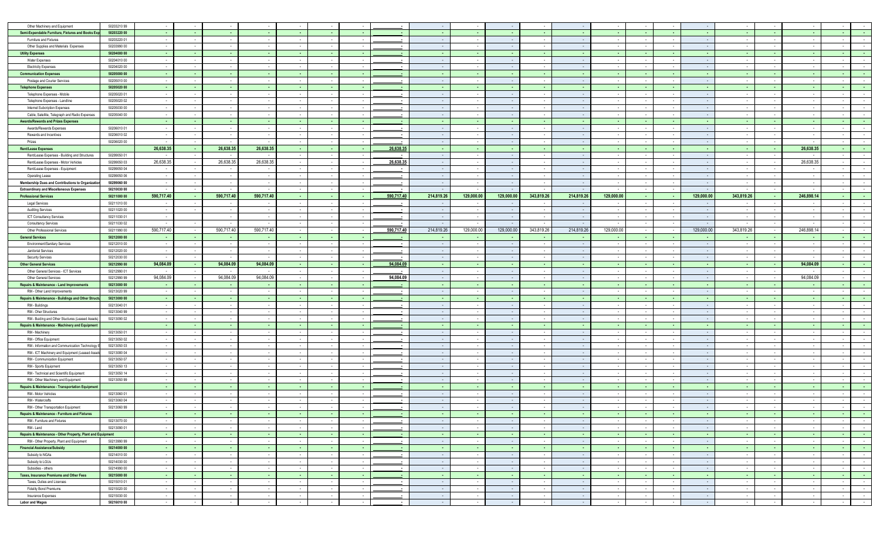| | | | | | | | | | | | | | | | | | | | | | | | |
|---|---|---|---|---|---|---|---|---|---|---|---|---|---|---|---|---|---|---|---|---|---|---|---|
| Other Machinery and Equipment | 50203210 99 | - | - | - | - | - | - | - | - | - | - | - | - | - | - | - | - | - | - | - | - | - | - |
| **Semi-Expendable Furniture, Fixtures and Books Exp** | **50203220 00** | - | - | - | - | - | - | - | - | - | - | - | - | - | - | - | - | - | - | - | - | - | - |
| Furniture and Fixtures | 50203220 01 | - | - | - | - | - | - | - | - | - | - | - | - | - | - | - | - | - | - | - | - | - | - |
| Other Supplies and Materials Expenses | 50203990 00 | - | - | - | - | - | - | - | - | - | - | - | - | - | - | - | - | - | - | - | - | - | - |
| **Utility Expenses** | **50204000 00** | - | - | - | - | - | - | - | - | - | - | - | - | - | - | - | - | - | - | - | - | - | - |
| Water Expenses | 50204010 00 | - | - | - | - | - | - | - | - | - | - | - | - | - | - | - | - | - | - | - | - | - | - |
| Electricity Expenses | 50204020 00 | - | - | - | - | - | - | - | - | - | - | - | - | - | - | - | - | - | - | - | - | - | - |
| **Communication Expenses** | **50205000 00** | - | - | - | - | - | - | - | - | - | - | - | - | - | - | - | - | - | - | - | - | - | - |
| Postage and Courier Services | 50205010 00 | - | - | - | - | - | - | - | - | - | - | - | - | - | - | - | - | - | - | - | - | - | - |
| **Telephone Expenses** | **50205020 00** | - | - | - | - | - | - | - | - | - | - | - | - | - | - | - | - | - | - | - | - | - | - |
| Telephone Expenses - Mobile | 50205020 01 | - | - | - | - | - | - | - | - | - | - | - | - | - | - | - | - | - | - | - | - | - | - |
| Telephone Expenses - Landline | 50205020 02 | - | - | - | - | - | - | - | - | - | - | - | - | - | - | - | - | - | - | - | - | - | - |
| Internet Subscription Expenses | 50205030 00 | - | - | - | - | - | - | - | - | - | - | - | - | - | - | - | - | - | - | - | - | - | - |
| Cable, Satellite, Telegraph and Radio Expenses | 50205040 00 | - | - | - | - | - | - | - | - | - | - | - | - | - | - | - | - | - | - | - | - | - | - |
| **Awards/Rewards and Prizes Expenses** | | - | - | - | - | - | - | - | - | - | - | - | - | - | - | - | - | - | - | - | - | - | - |
| Awards/Rewards Expenses | 50206010 01 | - | - | - | - | - | - | - | - | - | - | - | - | - | - | - | - | - | - | - | - | - | - |
| Rewards and Incentives | 50206010 02 | - | - | - | - | - | - | - | - | - | - | - | - | - | - | - | - | - | - | - | - | - | - |
| Prizes | 50206020 00 | - | - | - | - | - | - | - | - | - | - | - | - | - | - | - | - | - | - | - | - | - | - |
| **Rent/Lease Expenses** | | **26,638.35** | - | **26,638.35** | **26,638.35** | - | - | - | **26,638.35** | - | - | - | - | - | - | - | - | - | - | - | **26,638.35** | - | - |
| Rent/Lease Expenses - Building and Structures | 50299050 01 | - | - | - | - | - | - | - | - | - | - | - | - | - | - | - | - | - | - | - | - | - | - |
| Rent/Lease Expenses - Motor Vehicles | 50299050 03 | 26,638.35 | - | 26,638.35 | 26,638.35 | - | - | - | 26,638.35 | - | - | - | - | - | - | - | - | - | - | - | 26,638.35 | - | - |
| Rent/Lease Expenses - Equipment | 50299050 04 | - | - | - | - | - | - | - | - | - | - | - | - | - | - | - | - | - | - | - | - | - | - |
| Operating Leases | 50299050 06 | - | - | - | - | - | - | - | - | - | - | - | - | - | - | - | - | - | - | - | - | - | - |
| **Membership Dues and Contributions to Organization** | **50299060 00** | - | - | - | - | - | - | - | - | - | - | - | - | - | - | - | - | - | - | - | - | - | - |
| **Extraordinary and Miscellaneous Expenses** | **50210030 00** | - | - | - | - | - | - | - | - | - | - | - | - | - | - | - | - | - | - | - | - | - | - |
| **Professional Services** | **50211000 00** | **590,717.40** | - | **590,717.40** | **590,717.40** | - | - | - | **590,717.40** | **214,819.26** | **129,000.00** | **129,000.00** | **343,819.26** | **214,819.26** | **129,000.00** | - | - | **129,000.00** | **343,819.26** | - | **246,898.14** | - | - |
| Legal Services | 50211010 00 | - | - | - | - | - | - | - | - | - | - | - | - | - | - | - | - | - | - | - | - | - | - |
| Auditing Services | 50211020 00 | - | - | - | - | - | - | - | - | - | - | - | - | - | - | - | - | - | - | - | - | - | - |
| ICT Consultancy Services | 50211030 01 | - | - | - | - | - | - | - | - | - | - | - | - | - | - | - | - | - | - | - | - | - | - |
| Consultancy Services | 50211030 02 | - | - | - | - | - | - | - | - | - | - | - | - | - | - | - | - | - | - | - | - | - | - |
| Other Professional Services | 50211990 00 | 590,717.40 | - | 590,717.40 | 590,717.40 | - | - | - | 590,717.40 | 214,819.26 | 129,000.00 | 129,000.00 | 343,819.26 | 214,819.26 | 129,000.00 | - | - | 129,000.00 | 343,819.26 | - | 246,898.14 | - | - |
| **General Services** | **50212000 00** | - | - | - | - | - | - | - | - | - | - | - | - | - | - | - | - | - | - | - | - | - | - |
| Environment/Sanitary Services | 50212010 00 | - | - | - | - | - | - | - | - | - | - | - | - | - | - | - | - | - | - | - | - | - | - |
| Janitorial Services | 50212020 00 | - | - | - | - | - | - | - | - | - | - | - | - | - | - | - | - | - | - | - | - | - | - |
| Security Services | 50212030 00 | - | - | - | - | - | - | - | - | - | - | - | - | - | - | - | - | - | - | - | - | - | - |
| **Other General Services** | **50212990 00** | **94,084.09** | - | **94,084.09** | **94,084.09** | - | - | - | **94,084.09** | - | - | - | - | - | - | - | - | - | - | - | **94,084.09** | - | - |
| Other General Services - ICT Services | 50212990 01 | - | - | - | - | - | - | - | - | - | - | - | - | - | - | - | - | - | - | - | - | - | - |
| Other General Services | 50212990 99 | 94,084.09 | - | 94,084.09 | 94,084.09 | - | - | - | 94,084.09 | - | - | - | - | - | - | - | - | - | - | - | 94,084.09 | - | - |
| **Repairs & Maintenance - Land Improvements** | **50213000 00** | - | - | - | - | - | - | - | - | - | - | - | - | - | - | - | - | - | - | - | - | - | - |
| RM - Other Land Improvements | 50213020 99 | - | - | - | - | - | - | - | - | - | - | - | - | - | - | - | - | - | - | - | - | - | - |
| **Repairs & Maintenance - Buildings and Other Structu** | **50213000 00** | - | - | - | - | - | - | - | - | - | - | - | - | - | - | - | - | - | - | - | - | - | - |
| RM - Buildings | 50213040 01 | - | - | - | - | - | - | - | - | - | - | - | - | - | - | - | - | - | - | - | - | - | - |
| RM - Other Structures | 50213040 99 | - | - | - | - | - | - | - | - | - | - | - | - | - | - | - | - | - | - | - | - | - | - |
| RM - Buiding and Other Stuctures (Leased Assets) | 50213090 02 | - | - | - | - | - | - | - | - | - | - | - | - | - | - | - | - | - | - | - | - | - | - |
| **Repairs & Maintenance - Machinery and Equipment** | | - | - | - | - | - | - | - | - | - | - | - | - | - | - | - | - | - | - | - | - | - | - |
| RM - Machinery | 50213050 01 | - | - | - | - | - | - | - | - | - | - | - | - | - | - | - | - | - | - | - | - | - | - |
| RM - Office Equipment | 50213050 02 | - | - | - | - | - | - | - | - | - | - | - | - | - | - | - | - | - | - | - | - | - | - |
| RM - Information and Communication Technology E | 50213050 03 | - | - | - | - | - | - | - | - | - | - | - | - | - | - | - | - | - | - | - | - | - | - |
| RM - ICT Machinery and Equipment (Leased Asset | 50213080 04 | - | - | - | - | - | - | - | - | - | - | - | - | - | - | - | - | - | - | - | - | - | - |
| RM - Communication Equipment | 50213050 07 | - | - | - | - | - | - | - | - | - | - | - | - | - | - | - | - | - | - | - | - | - | - |
| RM - Sports Equipment | 50213050 13 | - | - | - | - | - | - | - | - | - | - | - | - | - | - | - | - | - | - | - | - | - | - |
| RM - Technical and Scientific Equipment | 50213050 14 | - | - | - | - | - | - | - | - | - | - | - | - | - | - | - | - | - | - | - | - | - | - |
| RM - Other Machinery and Equipment | 50213050 99 | - | - | - | - | - | - | - | - | - | - | - | - | - | - | - | - | - | - | - | - | - | - |
| **Repairs & Maintenance - Transportation Equipment** | | - | - | - | - | - | - | - | - | - | - | - | - | - | - | - | - | - | - | - | - | - | - |
| RM - Motor Vehicles | 50213060 01 | - | - | - | - | - | - | - | - | - | - | - | - | - | - | - | - | - | - | - | - | - | - |
| RM - Watercrafts | 50213060 04 | - | - | - | - | - | - | - | - | - | - | - | - | - | - | - | - | - | - | - | - | - | - |
| RM - Other Transportation Equipment | 50213060 99 | - | - | - | - | - | - | - | - | - | - | - | - | - | - | - | - | - | - | - | - | - | - |
| **Repairs & Maintenance - Furniture and Fixtures** | | - | - | - | - | - | - | - | - | - | - | - | - | - | - | - | - | - | - | - | - | - | - |
| RM - Furniture and Fixtures | 50213070 00 | - | - | - | - | - | - | - | - | - | - | - | - | - | - | - | - | - | - | - | - | - | - |
| RM - Land | 50213090 01 | - | - | - | - | - | - | - | - | - | - | - | - | - | - | - | - | - | - | - | - | - | - |
| **Repairs & Maintenance - Other Property, Plant and Equipment** | | - | - | - | - | - | - | - | - | - | - | - | - | - | - | - | - | - | - | - | - | - | - |
| RM - Other Property, Plant and Equipment | 50213990 99 | - | - | - | - | - | - | - | - | - | - | - | - | - | - | - | - | - | - | - | - | - | - |
| **Financial Assistance/Subsidy** | **50214000 00** | - | - | - | - | - | - | - | - | - | - | - | - | - | - | - | - | - | - | - | - | - | - |
| Subsidy to NGAs | 50214010 00 | - | - | - | - | - | - | - | - | - | - | - | - | - | - | - | - | - | - | - | - | - | - |
| Subsidy to LGUs | 50214030 00 | - | - | - | - | - | - | - | - | - | - | - | - | - | - | - | - | - | - | - | - | - | - |
| Subsidies - others | 50214990 00 | - | - | - | - | - | - | - | - | - | - | - | - | - | - | - | - | - | - | - | - | - | - |
| **Taxes, Insurance Premiums and Other Fees** | **50215000 00** | - | - | - | - | - | - | - | - | - | - | - | - | - | - | - | - | - | - | - | - | - | - |
| Taxes, Duties and Licenses | 50215010 01 | - | - | - | - | - | - | - | - | - | - | - | - | - | - | - | - | - | - | - | - | - | - |
| Fidelity Bond Premiums | 50215020 00 | - | - | - | - | - | - | - | - | - | - | - | - | - | - | - | - | - | - | - | - | - | - |
| Insurance Expenses | 50215030 00 | - | - | - | - | - | - | - | - | - | - | - | - | - | - | - | - | - | - | - | - | - | - |
| **Labor and Wages** | **50216010 00** | - | - | - | - | - | - | - | - | - | - | - | - | - | - | - | - | - | - | - | - | - | - |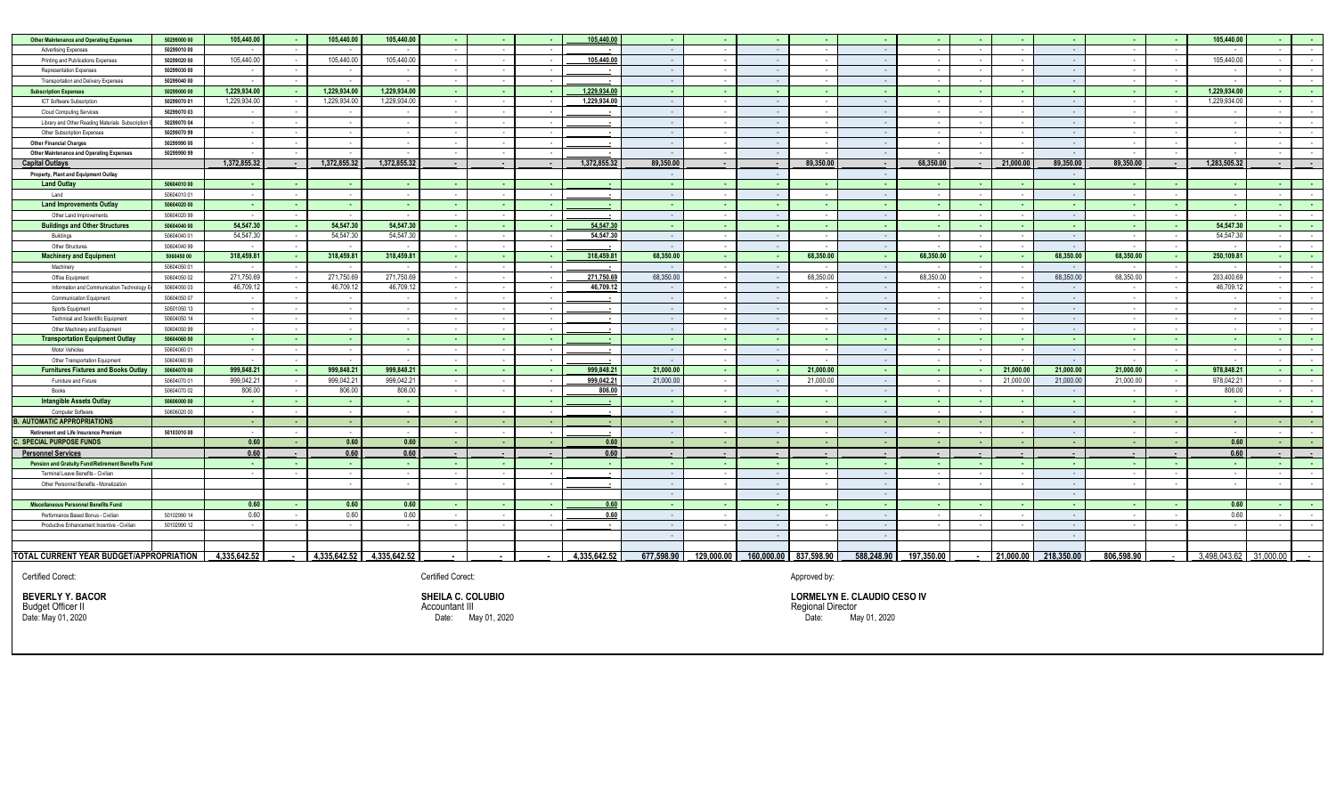| | | | | | | | | | | | | | | | | | | | | | | | |
|---|---|---|---|---|---|---|---|---|---|---|---|---|---|---|---|---|---|---|---|---|---|---|---|
| **Other Maintenance and Operating Expenses** | **50299000 00** | **105,440.00** | - | **105,440.00** | **105,440.00** | - | - | - | **105,440.00** | - | - | - | - | - | - | - | - | - | - | - | **105,440.00** | - | - |
| Advertising Expenses | 50299010 00 | - | - | - | - | - | - | - | - | - | - | - | - | - | - | - | - | - | - | - | - | - | - |
| Printing and Publications Expenses | 50299020 00 | 105,440.00 | - | 105,440.00 | 105,440.00 | - | - | - | 105,440.00 | - | - | - | - | - | - | - | - | - | - | - | 105,440.00 | - | - |
| Representation Expenses | 50299030 00 | - | - | - | - | - | - | - | - | - | - | - | - | - | - | - | - | - | - | - | - | - | - |
| Transportation and Delivery Expenses | 50299040 00 | - | - | - | - | - | - | - | - | - | - | - | - | - | - | - | - | - | - | - | - | - | - |
| **Subscription Expenses** | **50299070 00** | **1,229,934.00** | - | **1,229,934.00** | **1,229,934.00** | - | - | - | **1,229,934.00** | - | - | - | - | - | - | - | - | - | - | - | **1,229,934.00** | - | - |
| ICT Software Subscription | 50299070 01 | 1,229,934.00 | - | 1,229,934.00 | 1,229,934.00 | - | - | - | 1,229,934.00 | - | - | - | - | - | - | - | - | - | - | - | 1,229,934.00 | - | - |
| Cloud Computing Services | 50299070 03 | - | - | - | - | - | - | - | - | - | - | - | - | - | - | - | - | - | - | - | - | - | - |
| Library and Other Reading Materials Subscription E | 50299070 04 | - | - | - | - | - | - | - | - | - | - | - | - | - | - | - | - | - | - | - | - | - | - |
| Other Subscription Expenses | 50299070 99 | - | - | - | - | - | - | - | - | - | - | - | - | - | - | - | - | - | - | - | - | - | - |
| **Other Financial Charges** | **50299990 00** | - | - | - | - | - | - | - | - | - | - | - | - | - | - | - | - | - | - | - | - | - | - |
| **Other Maintenance and Operating Expenses** | **50299990 99** | - | - | - | - | - | - | - | - | - | - | - | - | - | - | - | - | - | - | - | - | - | - |
| **Capital Outlays** | | **1,372,855.32** | - | **1,372,855.32** | **1,372,855.32** | - | - | - | **1,372,855.32** | **89,350.00** | - | - | **89,350.00** | - | **68,350.00** | - | **21,000.00** | **89,350.00** | **89,350.00** | - | **1,283,505.32** | - | - |
| **Property, Plant and Equipment Outlay** | | | | | | | | | | | | | | | | | | | | | | | |
| **Land Outlay** | **50604010 00** | - | - | - | - | - | - | - | - | - | - | - | - | - | - | - | - | - | - | - | - | - | - |
| Land | 50604010 01 | - | - | - | - | - | - | - | - | - | - | - | - | - | - | - | - | - | - | - | - | - | - |
| **Land Improvements Outlay** | **50604020 00** | - | - | - | - | - | - | - | - | - | - | - | - | - | - | - | - | - | - | - | - | - | - |
| Other Land Improvements | 50604020 99 | - | - | - | - | - | - | - | - | - | - | - | - | - | - | - | - | - | - | - | - | - | - |
| **Buildings and Other Structures** | **50604040 00** | **54,547.30** | - | **54,547.30** | **54,547.30** | - | - | - | **54,547.30** | - | - | - | - | - | - | - | - | - | - | - | **54,547.30** | - | - |
| Buildings | 50604040 01 | 54,547.30 | - | 54,547.30 | 54,547.30 | - | - | - | 54,547.30 | - | - | - | - | - | - | - | - | - | - | - | 54,547.30 | - | - |
| Other Structures | 50604040 99 | - | - | - | - | - | - | - | - | - | - | - | - | - | - | - | - | - | - | - | - | - | - |
| **Machinery and Equipment** | **5060450 00** | **318,459.81** | - | **318,459.81** | **318,459.81** | - | - | - | **318,459.81** | **68,350.00** | - | - | **68,350.00** | - | **68,350.00** | - | - | **68,350.00** | **68,350.00** | - | **250,109.81** | - | - |
| Machinery | 50604050 01 | - | - | - | - | - | - | - | - | - | - | - | - | - | - | - | - | - | - | - | - | - | - |
| Office Equipment | 50604050 02 | 271,750.69 | - | 271,750.69 | 271,750.69 | - | - | - | 271,750.69 | 68,350.00 | - | - | 68,350.00 | - | 68,350.00 | - | - | 68,350.00 | 68,350.00 | - | 203,400.69 | - | - |
| Information and Communication Technology E | 50604050 03 | 46,709.12 | - | 46,709.12 | 46,709.12 | - | - | - | 46,709.12 | - | - | - | - | - | - | - | - | - | - | - | 46,709.12 | - | - |
| Communication Equipment | 50604050 07 | - | - | - | - | - | - | - | - | - | - | - | - | - | - | - | - | - | - | - | - | - | - |
| Sports Equipment | 50501050 13 | - | - | - | - | - | - | - | - | - | - | - | - | - | - | - | - | - | - | - | - | - | - |
| Technical and Scientific Equipment | 50604050 14 | - | - | - | - | - | - | - | - | - | - | - | - | - | - | - | - | - | - | - | - | - | - |
| Other Machinery and Equipment | 50604050 99 | - | - | - | - | - | - | - | - | - | - | - | - | - | - | - | - | - | - | - | - | - | - |
| **Transportation Equipment Outlay** | **50604060 00** | - | - | - | - | - | - | - | - | - | - | - | - | - | - | - | - | - | - | - | - | - | - |
| Motor Vehicles | 50604060 01 | - | - | - | - | - | - | - | - | - | - | - | - | - | - | - | - | - | - | - | - | - | - |
| Other Transportation Equipment | 50604060 99 | - | - | - | - | - | - | - | - | - | - | - | - | - | - | - | - | - | - | - | - | - | - |
| **Furnitures Fixtures and Books Outlay** | **50604070 00** | **999,848.21** | - | **999,848.21** | **999,848.21** | - | - | - | **999,848.21** | **21,000.00** | - | - | **21,000.00** | - | - | - | **21,000.00** | **21,000.00** | **21,000.00** | - | **978,848.21** | - | - |
| Furniture and Fixture | 50604070 01 | 999,042.21 | - | 999,042.21 | 999,042.21 | - | - | - | 999,042.21 | 21,000.00 | - | - | 21,000.00 | - | - | - | 21,000.00 | 21,000.00 | 21,000.00 | - | 978,042.21 | - | - |
| Books | 50604070 02 | 806.00 | - | 806.00 | 806.00 | - | - | - | 806.00 | - | - | - | - | - | - | - | - | - | - | - | 806.00 | - | - |
| **Intangible Assets Outlay** | **50606000 00** | - | - | - | - | | | - | - | - | - | - | - | - | - | - | - | - | - | - | - | - | - |
| Computer Software | 50606020 00 | - | - | - | - | - | - | - | - | - | - | - | - | - | - | - | - | - | - | - | - | - | - |
| **B. AUTOMATIC APPROPRIATIONS** | | - | - | - | - | - | - | - | - | - | - | - | - | - | - | - | - | - | - | - | - | - | - |
| **Retirement and Life Insurance Premium** | **50103010 00** | - | - | - | - | - | - | - | - | - | - | - | - | - | - | - | - | - | - | - | - | - | - |
| **C. SPECIAL PURPOSE FUNDS** | | **0.60** | - | **0.60** | **0.60** | - | - | - | **0.60** | - | - | - | - | - | - | - | - | - | - | - | **0.60** | - | - |
| **Personnel Services** | | **0.60** | - | **0.60** | **0.60** | - | - | - | **0.60** | - | - | - | - | - | - | - | - | - | - | - | **0.60** | - | - |
| **Pension and Gratuity Fund/Retirement Benefits Fund** | | - | - | - | - | - | - | - | - | - | - | - | - | - | - | - | - | - | - | - | - | - | - |
| Terminal Leave Benefits - Civilian | | - | - | - | - | - | - | - | - | - | - | - | - | - | - | - | - | - | - | - | - | - | - |
| Other Personnel Benefits - Monetization | | | | - | - | - | - | - | - | - | - | - | - | - | - | - | - | - | - | - | - | - | - |
| **Miscellaneous Personnel Benefits Fund** | | **0.60** | - | **0.60** | **0.60** | - | - | - | **0.60** | - | - | - | - | - | - | - | - | - | - | - | **0.60** | - | - |
| Performance Based Bonus - Civilian | 50102990 14 | 0.60 | - | 0.60 | 0.60 | - | - | - | 0.60 | - | - | - | - | - | - | - | - | - | - | - | 0.60 | - | - |
| Productive Enhancement Incentive - Civilian | 50102990 12 | - | - | - | - | - | - | - | - | - | - | - | - | - | - | - | - | - | - | - | - | - | - |
| **TOTAL CURRENT YEAR BUDGET/APPROPRIATION** | | **4,335,642.52** | - | **4,335,642.52** | **4,335,642.52** | - | - | - | **4,335,642.52** | **677,598.90** | **129,000.00** | **160,000.00** | **837,598.90** | **588,248.90** | **197,350.00** | - | **21,000.00** | **218,350.00** | **806,598.90** | - | **3,498,043.62** | **31,000.00** | - |

Certified Corect:

**BEVERLY Y. BACOR**
Budget Officer II
Date: May 01, 2020

Certified Corect:

**SHEILA C. COLUBIO**
Accountant III
Date: May 01, 2020

Approved by:

**LORMELYN E. CLAUDIO CESO IV**
Regional Director
Date: May 01, 2020